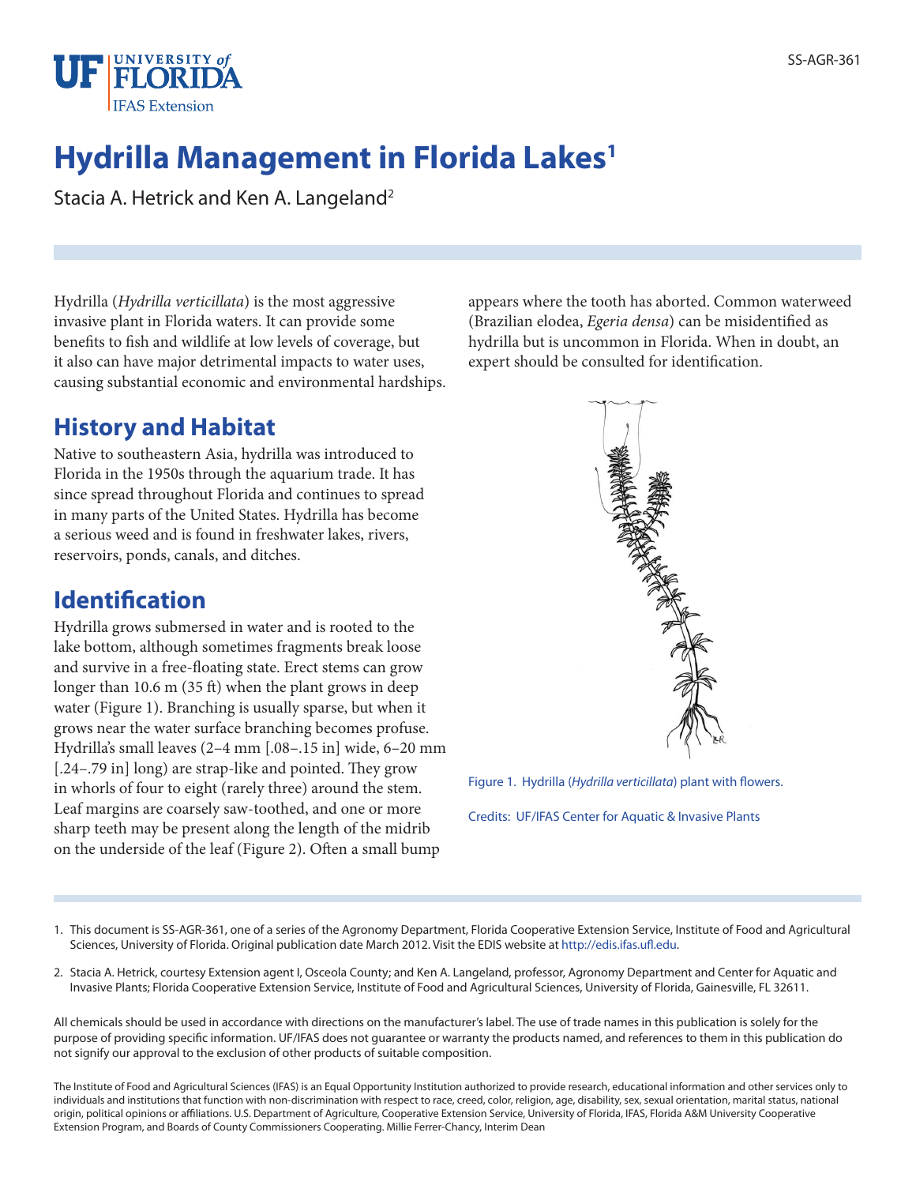# Hydrilla Management in Florida Lakes[1]

Stacia A. Hetrick and Ken A. Langeland[2]

Hydrilla (*Hydrilla verticillata*) is the most aggressive invasive plant in Florida waters. It can provide some benefits to fish and wildlife at low levels of coverage, but it also can have major detrimental impacts to water uses, causing substantial economic and environmental hardships.

## History and Habitat

Native to southeastern Asia, hydrilla was introduced to Florida in the 1950s through the aquarium trade. It has since spread throughout Florida and continues to spread in many parts of the United States. Hydrilla has become a serious weed and is found in freshwater lakes, rivers, reservoirs, ponds, canals, and ditches.

## Identification

Hydrilla grows submersed in water and is rooted to the lake bottom, although sometimes fragments break loose and survive in a free-floating state. Erect stems can grow longer than 10.6 m (35 ft) when the plant grows in deep water (Figure 1). Branching is usually sparse, but when it grows near the water surface branching becomes profuse. Hydrilla's small leaves (2–4 mm [.08–.15 in] wide, 6–20 mm [.24–.79 in] long) are strap-like and pointed. They grow in whorls of four to eight (rarely three) around the stem. Leaf margins are coarsely saw-toothed, and one or more sharp teeth may be present along the length of the midrib on the underside of the leaf (Figure 2). Often a small bump appears where the tooth has aborted. Common waterweed (Brazilian elodea, *Egeria densa*) can be misidentified as hydrilla but is uncommon in Florida. When in doubt, an expert should be consulted for identification.

Figure 1. Hydrilla (*Hydrilla verticillata*) plant with flowers.

Credits: UF/IFAS Center for Aquatic & Invasive Plants

1. This document is SS-AGR-361, one of a series of the Agronomy Department, Florida Cooperative Extension Service, Institute of Food and Agricultural Sciences, University of Florida. Original publication date March 2012. Visit the EDIS website at http://edis.ifas.ufl.edu.

2. Stacia A. Hetrick, courtesy Extension agent I, Osceola County; and Ken A. Langeland, professor, Agronomy Department and Center for Aquatic and Invasive Plants; Florida Cooperative Extension Service, Institute of Food and Agricultural Sciences, University of Florida, Gainesville, FL 32611.

All chemicals should be used in accordance with directions on the manufacturer's label. The use of trade names in this publication is solely for the purpose of providing specific information. UF/IFAS does not guarantee or warranty the products named, and references to them in this publication do not signify our approval to the exclusion of other products of suitable composition.

The Institute of Food and Agricultural Sciences (IFAS) is an Equal Opportunity Institution authorized to provide research, educational information and other services only to individuals and institutions that function with non-discrimination with respect to race, creed, color, religion, age, disability, sex, sexual orientation, marital status, national origin, political opinions or affiliations. U.S. Department of Agriculture, Cooperative Extension Service, University of Florida, IFAS, Florida A&M University Cooperative Extension Program, and Boards of County Commissioners Cooperating. Millie Ferrer-Chancy, Interim Dean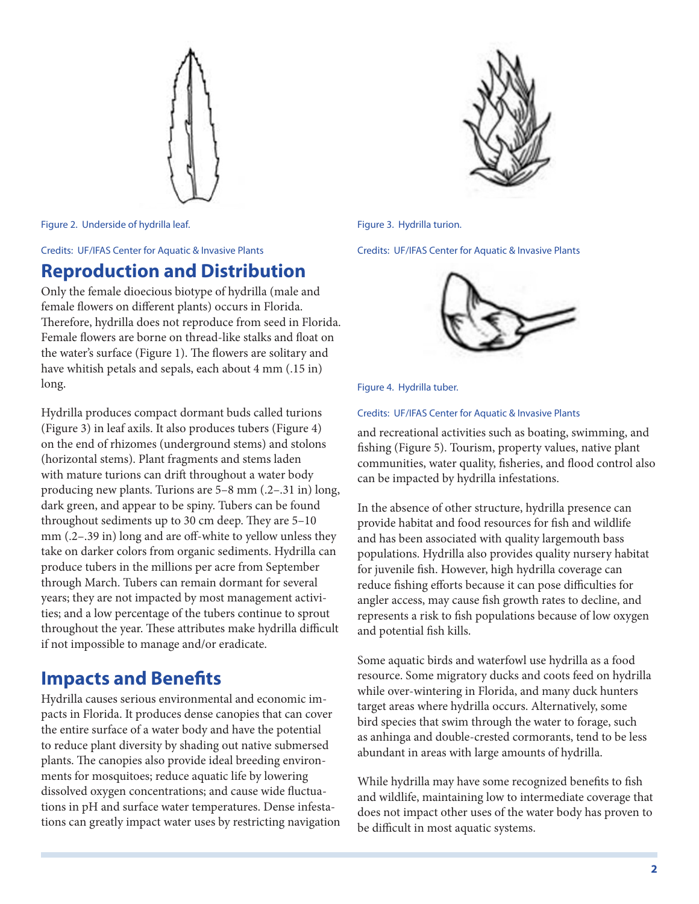Figure 2. Underside of hydrilla leaf.

Credits: UF/IFAS Center for Aquatic & Invasive Plants

Figure 3. Hydrilla turion.

Credits: UF/IFAS Center for Aquatic & Invasive Plants

Figure 4. Hydrilla tuber.

Credits: UF/IFAS Center for Aquatic & Invasive Plants

## Reproduction and Distribution

Only the female dioecious biotype of hydrilla (male and female flowers on different plants) occurs in Florida. Therefore, hydrilla does not reproduce from seed in Florida. Female flowers are borne on thread-like stalks and float on the water's surface (Figure 1). The flowers are solitary and have whitish petals and sepals, each about 4 mm (.15 in) long.

Hydrilla produces compact dormant buds called turions (Figure 3) in leaf axils. It also produces tubers (Figure 4) on the end of rhizomes (underground stems) and stolons (horizontal stems). Plant fragments and stems laden with mature turions can drift throughout a water body producing new plants. Turions are 5–8 mm (.2–.31 in) long, dark green, and appear to be spiny. Tubers can be found throughout sediments up to 30 cm deep. They are 5–10 mm (.2–.39 in) long and are off-white to yellow unless they take on darker colors from organic sediments. Hydrilla can produce tubers in the millions per acre from September through March. Tubers can remain dormant for several years; they are not impacted by most management activities; and a low percentage of the tubers continue to sprout throughout the year. These attributes make hydrilla difficult if not impossible to manage and/or eradicate.

## Impacts and Benefits

Hydrilla causes serious environmental and economic impacts in Florida. It produces dense canopies that can cover the entire surface of a water body and have the potential to reduce plant diversity by shading out native submersed plants. The canopies also provide ideal breeding environments for mosquitoes; reduce aquatic life by lowering dissolved oxygen concentrations; and cause wide fluctuations in pH and surface water temperatures. Dense infestations can greatly impact water uses by restricting navigation and recreational activities such as boating, swimming, and fishing (Figure 5). Tourism, property values, native plant communities, water quality, fisheries, and flood control also can be impacted by hydrilla infestations.

In the absence of other structure, hydrilla presence can provide habitat and food resources for fish and wildlife and has been associated with quality largemouth bass populations. Hydrilla also provides quality nursery habitat for juvenile fish. However, high hydrilla coverage can reduce fishing efforts because it can pose difficulties for angler access, may cause fish growth rates to decline, and represents a risk to fish populations because of low oxygen and potential fish kills.

Some aquatic birds and waterfowl use hydrilla as a food resource. Some migratory ducks and coots feed on hydrilla while over-wintering in Florida, and many duck hunters target areas where hydrilla occurs. Alternatively, some bird species that swim through the water to forage, such as anhinga and double-crested cormorants, tend to be less abundant in areas with large amounts of hydrilla.

While hydrilla may have some recognized benefits to fish and wildlife, maintaining low to intermediate coverage that does not impact other uses of the water body has proven to be difficult in most aquatic systems.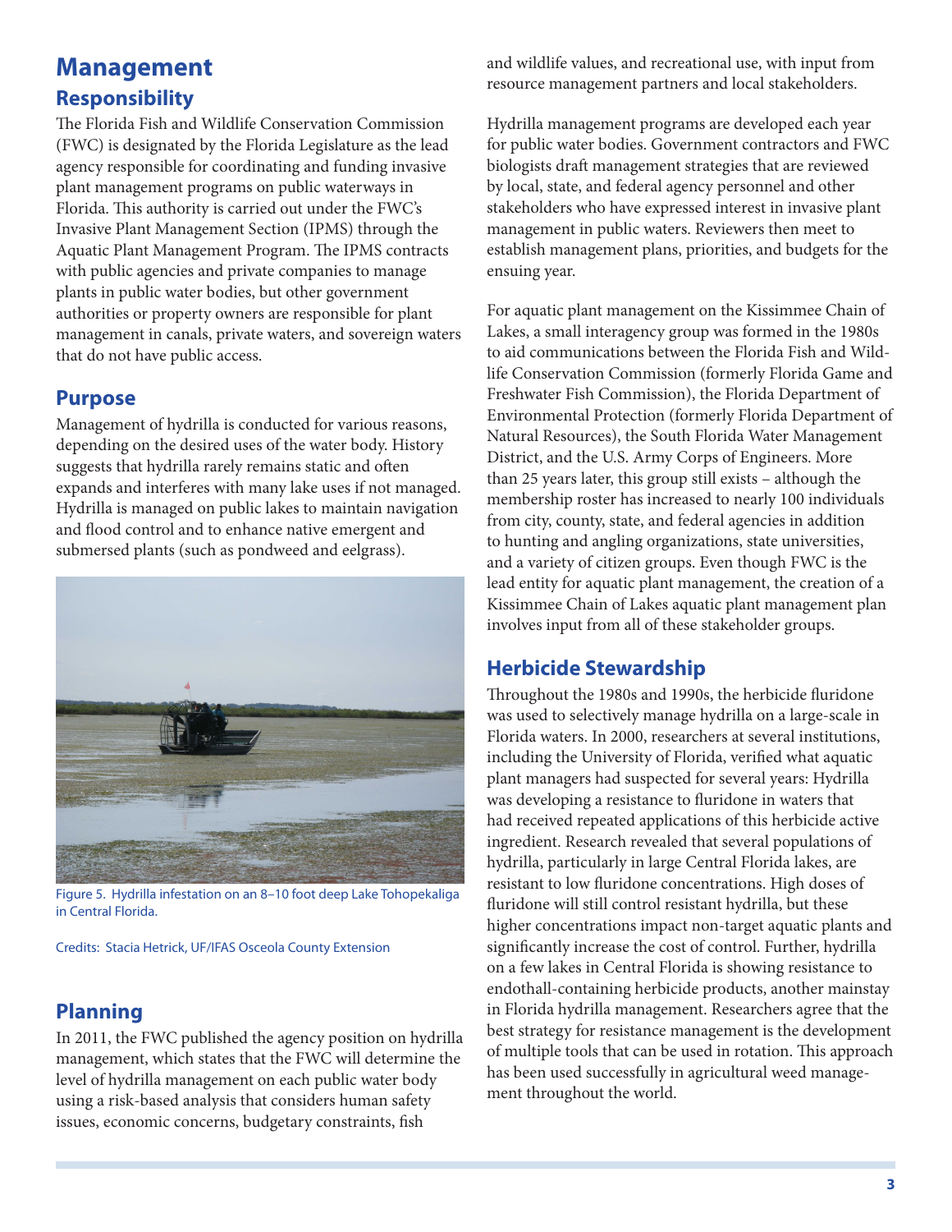# Management

## Responsibility

The Florida Fish and Wildlife Conservation Commission (FWC) is designated by the Florida Legislature as the lead agency responsible for coordinating and funding invasive plant management programs on public waterways in Florida. This authority is carried out under the FWC's Invasive Plant Management Section (IPMS) through the Aquatic Plant Management Program. The IPMS contracts with public agencies and private companies to manage plants in public water bodies, but other government authorities or property owners are responsible for plant management in canals, private waters, and sovereign waters that do not have public access.

## Purpose

Management of hydrilla is conducted for various reasons, depending on the desired uses of the water body. History suggests that hydrilla rarely remains static and often expands and interferes with many lake uses if not managed. Hydrilla is managed on public lakes to maintain navigation and flood control and to enhance native emergent and submersed plants (such as pondweed and eelgrass).

Figure 5. Hydrilla infestation on an 8–10 foot deep Lake Tohopekaliga in Central Florida.

Credits: Stacia Hetrick, UF/IFAS Osceola County Extension

## Planning

In 2011, the FWC published the agency position on hydrilla management, which states that the FWC will determine the level of hydrilla management on each public water body using a risk-based analysis that considers human safety issues, economic concerns, budgetary constraints, fish and wildlife values, and recreational use, with input from resource management partners and local stakeholders.

Hydrilla management programs are developed each year for public water bodies. Government contractors and FWC biologists draft management strategies that are reviewed by local, state, and federal agency personnel and other stakeholders who have expressed interest in invasive plant management in public waters. Reviewers then meet to establish management plans, priorities, and budgets for the ensuing year.

For aquatic plant management on the Kissimmee Chain of Lakes, a small interagency group was formed in the 1980s to aid communications between the Florida Fish and Wildlife Conservation Commission (formerly Florida Game and Freshwater Fish Commission), the Florida Department of Environmental Protection (formerly Florida Department of Natural Resources), the South Florida Water Management District, and the U.S. Army Corps of Engineers. More than 25 years later, this group still exists – although the membership roster has increased to nearly 100 individuals from city, county, state, and federal agencies in addition to hunting and angling organizations, state universities, and a variety of citizen groups. Even though FWC is the lead entity for aquatic plant management, the creation of a Kissimmee Chain of Lakes aquatic plant management plan involves input from all of these stakeholder groups.

## Herbicide Stewardship

Throughout the 1980s and 1990s, the herbicide fluridone was used to selectively manage hydrilla on a large-scale in Florida waters. In 2000, researchers at several institutions, including the University of Florida, verified what aquatic plant managers had suspected for several years: Hydrilla was developing a resistance to fluridone in waters that had received repeated applications of this herbicide active ingredient. Research revealed that several populations of hydrilla, particularly in large Central Florida lakes, are resistant to low fluridone concentrations. High doses of fluridone will still control resistant hydrilla, but these higher concentrations impact non-target aquatic plants and significantly increase the cost of control. Further, hydrilla on a few lakes in Central Florida is showing resistance to endothall-containing herbicide products, another mainstay in Florida hydrilla management. Researchers agree that the best strategy for resistance management is the development of multiple tools that can be used in rotation. This approach has been used successfully in agricultural weed management throughout the world.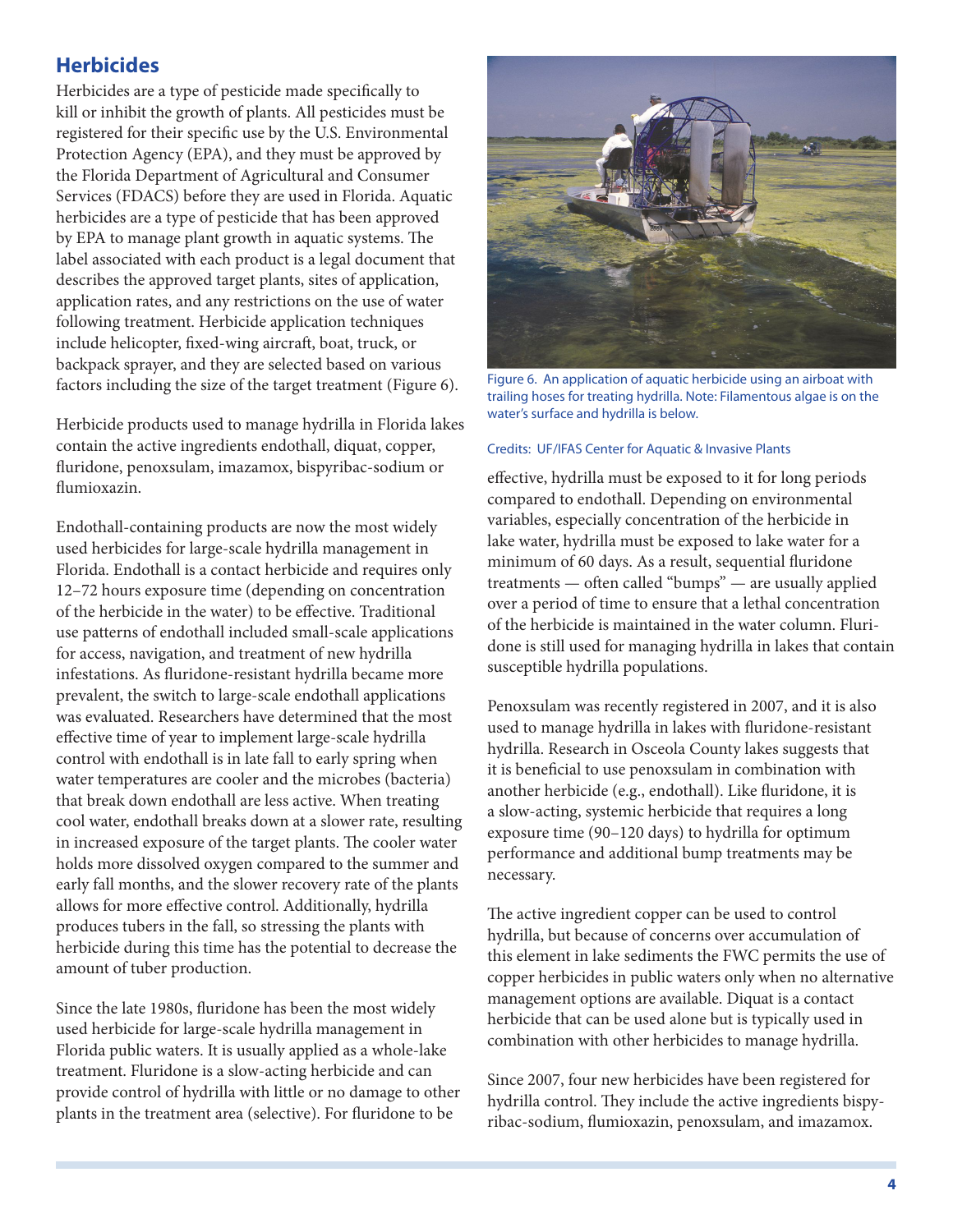## Herbicides

Herbicides are a type of pesticide made specifically to kill or inhibit the growth of plants. All pesticides must be registered for their specific use by the U.S. Environmental Protection Agency (EPA), and they must be approved by the Florida Department of Agricultural and Consumer Services (FDACS) before they are used in Florida. Aquatic herbicides are a type of pesticide that has been approved by EPA to manage plant growth in aquatic systems. The label associated with each product is a legal document that describes the approved target plants, sites of application, application rates, and any restrictions on the use of water following treatment. Herbicide application techniques include helicopter, fixed-wing aircraft, boat, truck, or backpack sprayer, and they are selected based on various factors including the size of the target treatment (Figure 6).

Herbicide products used to manage hydrilla in Florida lakes contain the active ingredients endothall, diquat, copper, fluridone, penoxsulam, imazamox, bispyribac-sodium or flumioxazin.

Endothall-containing products are now the most widely used herbicides for large-scale hydrilla management in Florida. Endothall is a contact herbicide and requires only 12–72 hours exposure time (depending on concentration of the herbicide in the water) to be effective. Traditional use patterns of endothall included small-scale applications for access, navigation, and treatment of new hydrilla infestations. As fluridone-resistant hydrilla became more prevalent, the switch to large-scale endothall applications was evaluated. Researchers have determined that the most effective time of year to implement large-scale hydrilla control with endothall is in late fall to early spring when water temperatures are cooler and the microbes (bacteria) that break down endothall are less active. When treating cool water, endothall breaks down at a slower rate, resulting in increased exposure of the target plants. The cooler water holds more dissolved oxygen compared to the summer and early fall months, and the slower recovery rate of the plants allows for more effective control. Additionally, hydrilla produces tubers in the fall, so stressing the plants with herbicide during this time has the potential to decrease the amount of tuber production.

Since the late 1980s, fluridone has been the most widely used herbicide for large-scale hydrilla management in Florida public waters. It is usually applied as a whole-lake treatment. Fluridone is a slow-acting herbicide and can provide control of hydrilla with little or no damage to other plants in the treatment area (selective). For fluridone to be effective, hydrilla must be exposed to it for long periods compared to endothall. Depending on environmental variables, especially concentration of the herbicide in lake water, hydrilla must be exposed to lake water for a minimum of 60 days. As a result, sequential fluridone treatments — often called "bumps" — are usually applied over a period of time to ensure that a lethal concentration of the herbicide is maintained in the water column. Fluridone is still used for managing hydrilla in lakes that contain susceptible hydrilla populations.

Figure 6. An application of aquatic herbicide using an airboat with trailing hoses for treating hydrilla. Note: Filamentous algae is on the water's surface and hydrilla is below.

Credits: UF/IFAS Center for Aquatic & Invasive Plants

Penoxsulam was recently registered in 2007, and it is also used to manage hydrilla in lakes with fluridone-resistant hydrilla. Research in Osceola County lakes suggests that it is beneficial to use penoxsulam in combination with another herbicide (e.g., endothall). Like fluridone, it is a slow-acting, systemic herbicide that requires a long exposure time (90–120 days) to hydrilla for optimum performance and additional bump treatments may be necessary.

The active ingredient copper can be used to control hydrilla, but because of concerns over accumulation of this element in lake sediments the FWC permits the use of copper herbicides in public waters only when no alternative management options are available. Diquat is a contact herbicide that can be used alone but is typically used in combination with other herbicides to manage hydrilla.

Since 2007, four new herbicides have been registered for hydrilla control. They include the active ingredients bispyribac-sodium, flumioxazin, penoxsulam, and imazamox.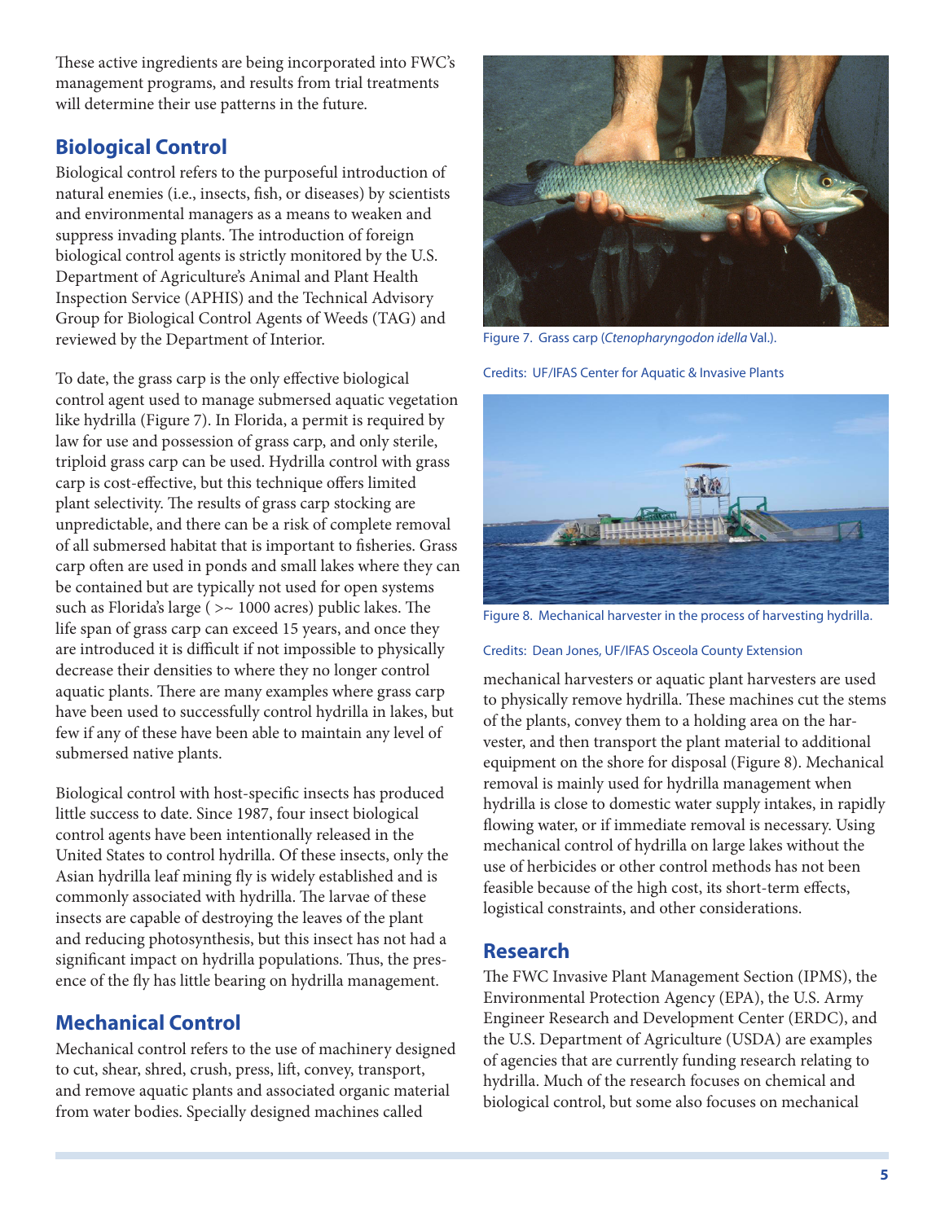These active ingredients are being incorporated into FWC's management programs, and results from trial treatments will determine their use patterns in the future.

## Biological Control

Biological control refers to the purposeful introduction of natural enemies (i.e., insects, fish, or diseases) by scientists and environmental managers as a means to weaken and suppress invading plants. The introduction of foreign biological control agents is strictly monitored by the U.S. Department of Agriculture's Animal and Plant Health Inspection Service (APHIS) and the Technical Advisory Group for Biological Control Agents of Weeds (TAG) and reviewed by the Department of Interior.

To date, the grass carp is the only effective biological control agent used to manage submersed aquatic vegetation like hydrilla (Figure 7). In Florida, a permit is required by law for use and possession of grass carp, and only sterile, triploid grass carp can be used. Hydrilla control with grass carp is cost-effective, but this technique offers limited plant selectivity. The results of grass carp stocking are unpredictable, and there can be a risk of complete removal of all submersed habitat that is important to fisheries. Grass carp often are used in ponds and small lakes where they can be contained but are typically not used for open systems such as Florida's large ( >~ 1000 acres) public lakes. The life span of grass carp can exceed 15 years, and once they are introduced it is difficult if not impossible to physically decrease their densities to where they no longer control aquatic plants. There are many examples where grass carp have been used to successfully control hydrilla in lakes, but few if any of these have been able to maintain any level of submersed native plants.

Biological control with host-specific insects has produced little success to date. Since 1987, four insect biological control agents have been intentionally released in the United States to control hydrilla. Of these insects, only the Asian hydrilla leaf mining fly is widely established and is commonly associated with hydrilla. The larvae of these insects are capable of destroying the leaves of the plant and reducing photosynthesis, but this insect has not had a significant impact on hydrilla populations. Thus, the presence of the fly has little bearing on hydrilla management.

Figure 7. Grass carp (*Ctenopharyngodon idella* Val.).

Credits: UF/IFAS Center for Aquatic & Invasive Plants

Figure 8. Mechanical harvester in the process of harvesting hydrilla.

Credits: Dean Jones, UF/IFAS Osceola County Extension

## Mechanical Control

Mechanical control refers to the use of machinery designed to cut, shear, shred, crush, press, lift, convey, transport, and remove aquatic plants and associated organic material from water bodies. Specially designed machines called mechanical harvesters or aquatic plant harvesters are used to physically remove hydrilla. These machines cut the stems of the plants, convey them to a holding area on the harvester, and then transport the plant material to additional equipment on the shore for disposal (Figure 8). Mechanical removal is mainly used for hydrilla management when hydrilla is close to domestic water supply intakes, in rapidly flowing water, or if immediate removal is necessary. Using mechanical control of hydrilla on large lakes without the use of herbicides or other control methods has not been feasible because of the high cost, its short-term effects, logistical constraints, and other considerations.

## Research

The FWC Invasive Plant Management Section (IPMS), the Environmental Protection Agency (EPA), the U.S. Army Engineer Research and Development Center (ERDC), and the U.S. Department of Agriculture (USDA) are examples of agencies that are currently funding research relating to hydrilla. Much of the research focuses on chemical and biological control, but some also focuses on mechanical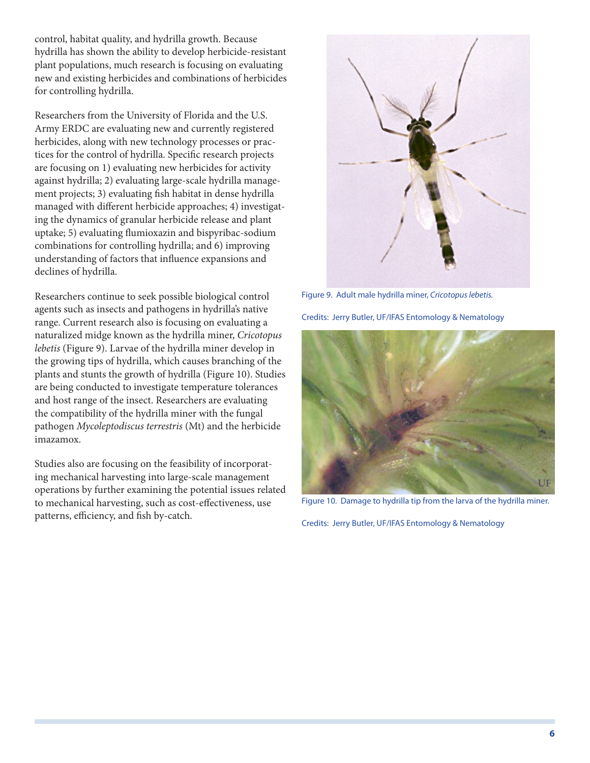control, habitat quality, and hydrilla growth. Because hydrilla has shown the ability to develop herbicide-resistant plant populations, much research is focusing on evaluating new and existing herbicides and combinations of herbicides for controlling hydrilla.

Researchers from the University of Florida and the U.S. Army ERDC are evaluating new and currently registered herbicides, along with new technology processes or practices for the control of hydrilla. Specific research projects are focusing on 1) evaluating new herbicides for activity against hydrilla; 2) evaluating large-scale hydrilla management projects; 3) evaluating fish habitat in dense hydrilla managed with different herbicide approaches; 4) investigating the dynamics of granular herbicide release and plant uptake; 5) evaluating flumioxazin and bispyribac-sodium combinations for controlling hydrilla; and 6) improving understanding of factors that influence expansions and declines of hydrilla.

Researchers continue to seek possible biological control agents such as insects and pathogens in hydrilla's native range. Current research also is focusing on evaluating a naturalized midge known as the hydrilla miner, *Cricotopus lebetis* (Figure 9). Larvae of the hydrilla miner develop in the growing tips of hydrilla, which causes branching of the plants and stunts the growth of hydrilla (Figure 10). Studies are being conducted to investigate temperature tolerances and host range of the insect. Researchers are evaluating the compatibility of the hydrilla miner with the fungal pathogen *Mycoleptodiscus terrestris* (Mt) and the herbicide imazamox.

Studies also are focusing on the feasibility of incorporating mechanical harvesting into large-scale management operations by further examining the potential issues related to mechanical harvesting, such as cost-effectiveness, use patterns, efficiency, and fish by-catch.

Figure 9. Adult male hydrilla miner, *Cricotopus lebetis.*

Credits: Jerry Butler, UF/IFAS Entomology & Nematology

Figure 10. Damage to hydrilla tip from the larva of the hydrilla miner.

Credits: Jerry Butler, UF/IFAS Entomology & Nematology